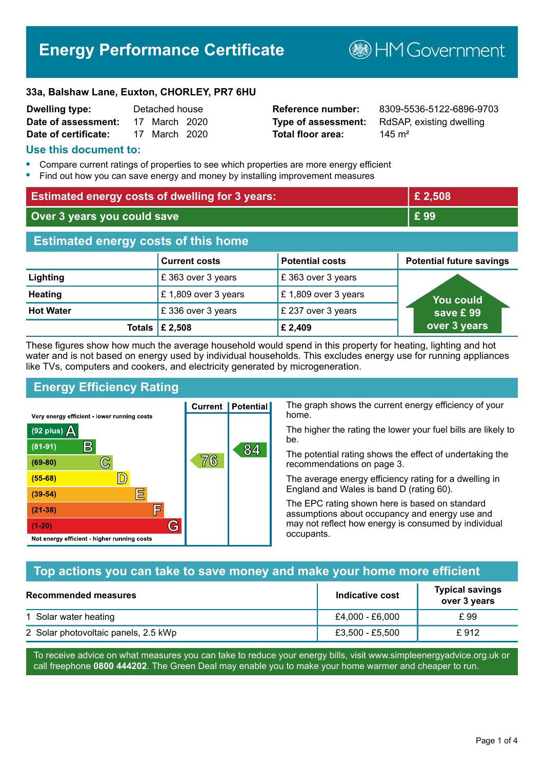# Energy Performance Certificate

HM Government

**33a, Balshaw Lane, Euxton, CHORLEY, PR7 6HU**

| | | | |
|---|---|---|---|
| **Dwelling type:** | Detached house | **Reference number:** | 8309-5536-5122-6896-9703 |
| **Date of assessment:** | 17 March 2020 | **Type of assessment:** | RdSAP, existing dwelling |
| **Date of certificate:** | 17 March 2020 | **Total floor area:** | 145 m² |

## Use this document to:

- Compare current ratings of properties to see which properties are more energy efficient
- Find out how you can save energy and money by installing improvement measures

| | |
|---|---|
| **Estimated energy costs of dwelling for 3 years:** | **£ 2,508** |
| **Over 3 years you could save** | **£ 99** |

## Estimated energy costs of this home

| | Current costs | Potential costs | Potential future savings |
|---|---|---|---|
| **Lighting** | £ 363 over 3 years | £ 363 over 3 years | You could save £ 99 over 3 years |
| **Heating** | £ 1,809 over 3 years | £ 1,809 over 3 years | |
| **Hot Water** | £ 336 over 3 years | £ 237 over 3 years | |
| **Totals** | **£ 2,508** | **£ 2,409** | |

These figures show how much the average household would spend in this property for heating, lighting and hot water and is not based on energy used by individual households. This excludes energy use for running appliances like TVs, computers and cookers, and electricity generated by microgeneration.

## Energy Efficiency Rating

| Rating | Current | Potential |
|---|---|---|
| Very energy efficient - lower running costs | | |
| (92 plus) A | | |
| (81-91) B | | 84 |
| (69-80) C | 76 | |
| (55-68) D | | |
| (39-54) E | | |
| (21-38) F | | |
| (1-20) G | | |
| Not energy efficient - higher running costs | | |

The graph shows the current energy efficiency of your home.

The higher the rating the lower your fuel bills are likely to be.

The potential rating shows the effect of undertaking the recommendations on page 3.

The average energy efficiency rating for a dwelling in England and Wales is band D (rating 60).

The EPC rating shown here is based on standard assumptions about occupancy and energy use and may not reflect how energy is consumed by individual occupants.

## Top actions you can take to save money and make your home more efficient

| Recommended measures | Indicative cost | Typical savings over 3 years |
|---|---|---|
| 1 Solar water heating | £4,000 - £6,000 | £ 99 |
| 2 Solar photovoltaic panels, 2.5 kWp | £3,500 - £5,500 | £ 912 |

To receive advice on what measures you can take to reduce your energy bills, visit www.simpleenergyadvice.org.uk or call freephone **0800 444202**. The Green Deal may enable you to make your home warmer and cheaper to run.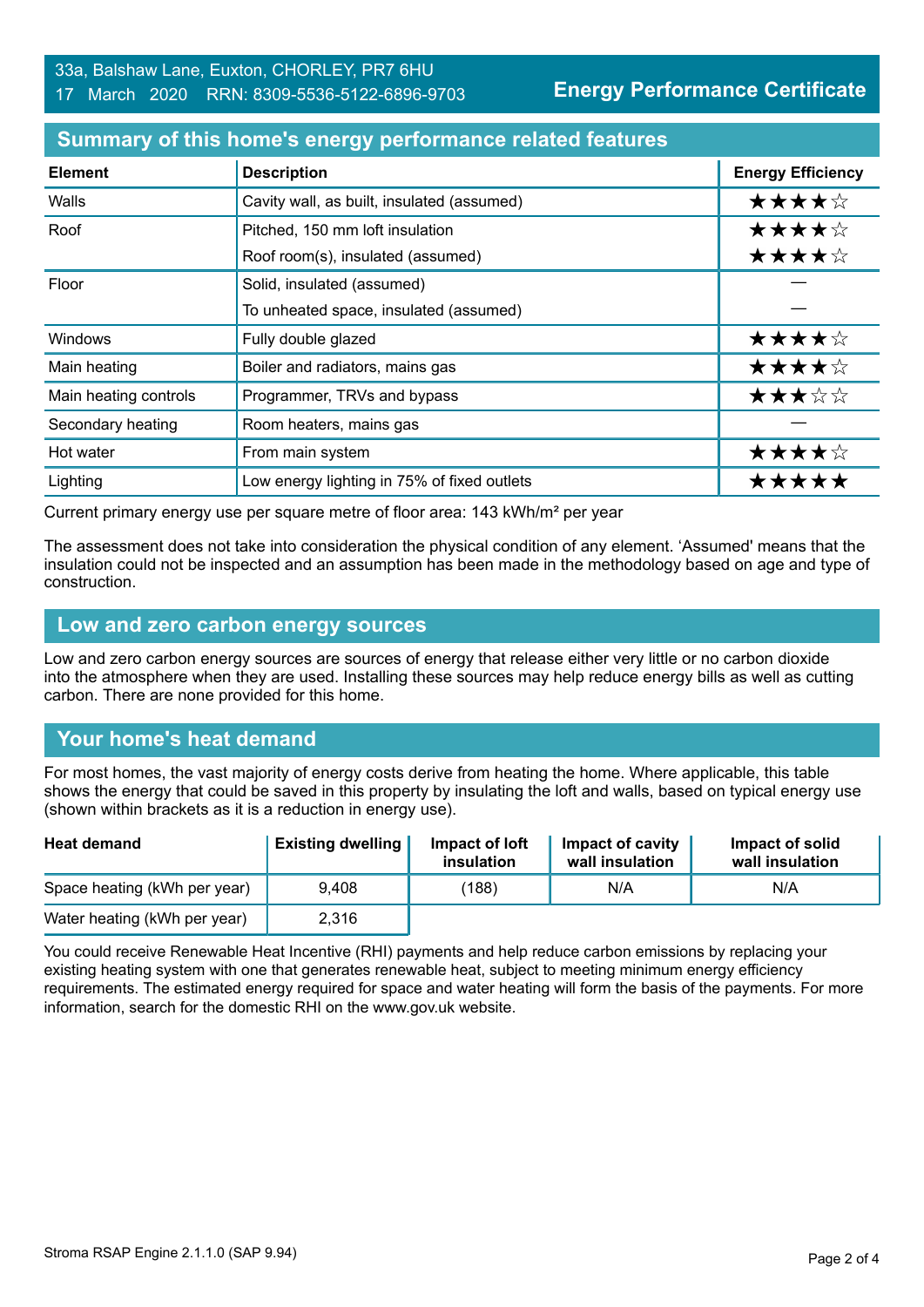33a, Balshaw Lane, Euxton, CHORLEY, PR7 6HU
17 March 2020 RRN: 8309-5536-5122-6896-9703

**Energy Performance Certificate**

## Summary of this home's energy performance related features

| Element | Description | Energy Efficiency |
|---|---|---|
| Walls | Cavity wall, as built, insulated (assumed) | ★★★★☆ |
| Roof | Pitched, 150 mm loft insulation | ★★★★☆ |
| | Roof room(s), insulated (assumed) | ★★★★☆ |
| Floor | Solid, insulated (assumed) | — |
| | To unheated space, insulated (assumed) | — |
| Windows | Fully double glazed | ★★★★☆ |
| Main heating | Boiler and radiators, mains gas | ★★★★☆ |
| Main heating controls | Programmer, TRVs and bypass | ★★★☆☆ |
| Secondary heating | Room heaters, mains gas | — |
| Hot water | From main system | ★★★★☆ |
| Lighting | Low energy lighting in 75% of fixed outlets | ★★★★★ |

Current primary energy use per square metre of floor area: 143 kWh/m² per year

The assessment does not take into consideration the physical condition of any element. 'Assumed' means that the insulation could not be inspected and an assumption has been made in the methodology based on age and type of construction.

## Low and zero carbon energy sources

Low and zero carbon energy sources are sources of energy that release either very little or no carbon dioxide into the atmosphere when they are used. Installing these sources may help reduce energy bills as well as cutting carbon. There are none provided for this home.

## Your home's heat demand

For most homes, the vast majority of energy costs derive from heating the home. Where applicable, this table shows the energy that could be saved in this property by insulating the loft and walls, based on typical energy use (shown within brackets as it is a reduction in energy use).

| Heat demand | Existing dwelling | Impact of loft insulation | Impact of cavity wall insulation | Impact of solid wall insulation |
|---|---|---|---|---|
| Space heating (kWh per year) | 9,408 | (188) | N/A | N/A |
| Water heating (kWh per year) | 2,316 | | | |

You could receive Renewable Heat Incentive (RHI) payments and help reduce carbon emissions by replacing your existing heating system with one that generates renewable heat, subject to meeting minimum energy efficiency requirements. The estimated energy required for space and water heating will form the basis of the payments. For more information, search for the domestic RHI on the www.gov.uk website.

Stroma RSAP Engine 2.1.1.0 (SAP 9.94)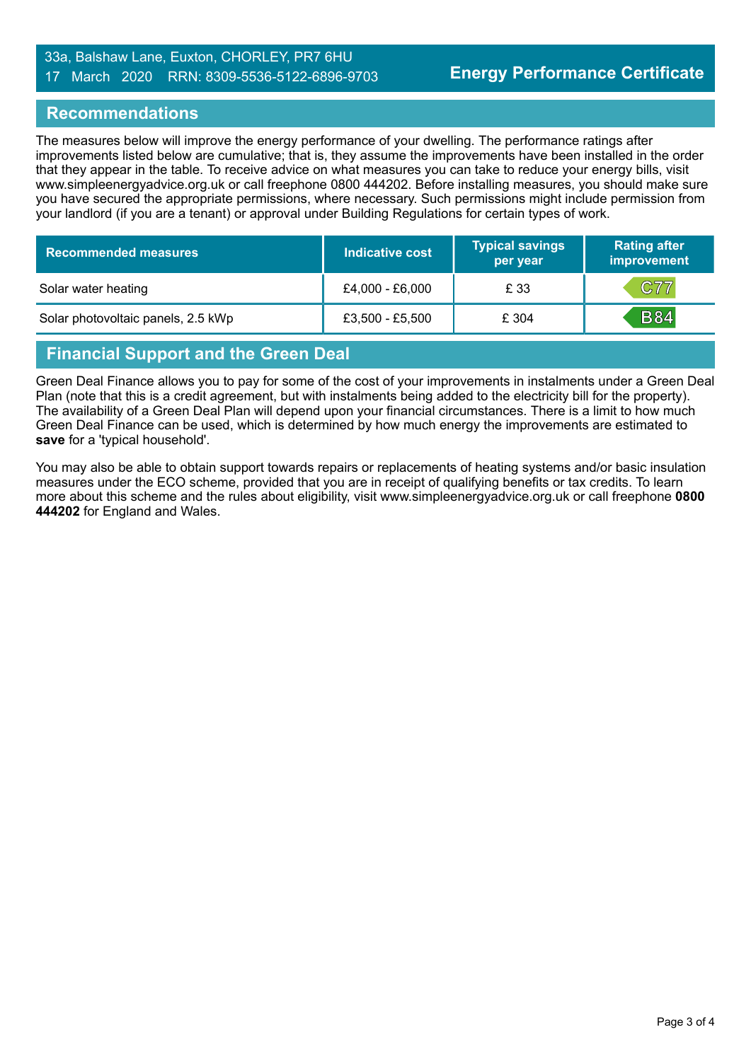## Recommendations

The measures below will improve the energy performance of your dwelling. The performance ratings after improvements listed below are cumulative; that is, they assume the improvements have been installed in the order that they appear in the table. To receive advice on what measures you can take to reduce your energy bills, visit www.simpleenergyadvice.org.uk or call freephone 0800 444202. Before installing measures, you should make sure you have secured the appropriate permissions, where necessary. Such permissions might include permission from your landlord (if you are a tenant) or approval under Building Regulations for certain types of work.

| Recommended measures | Indicative cost | Typical savings per year | Rating after improvement |
|---|---|---|---|
| Solar water heating | £4,000 - £6,000 | £ 33 | C77 |
| Solar photovoltaic panels, 2.5 kWp | £3,500 - £5,500 | £ 304 | B84 |

## Financial Support and the Green Deal

Green Deal Finance allows you to pay for some of the cost of your improvements in instalments under a Green Deal Plan (note that this is a credit agreement, but with instalments being added to the electricity bill for the property). The availability of a Green Deal Plan will depend upon your financial circumstances. There is a limit to how much Green Deal Finance can be used, which is determined by how much energy the improvements are estimated to **save** for a 'typical household'.

You may also be able to obtain support towards repairs or replacements of heating systems and/or basic insulation measures under the ECO scheme, provided that you are in receipt of qualifying benefits or tax credits. To learn more about this scheme and the rules about eligibility, visit www.simpleenergyadvice.org.uk or call freephone **0800 444202** for England and Wales.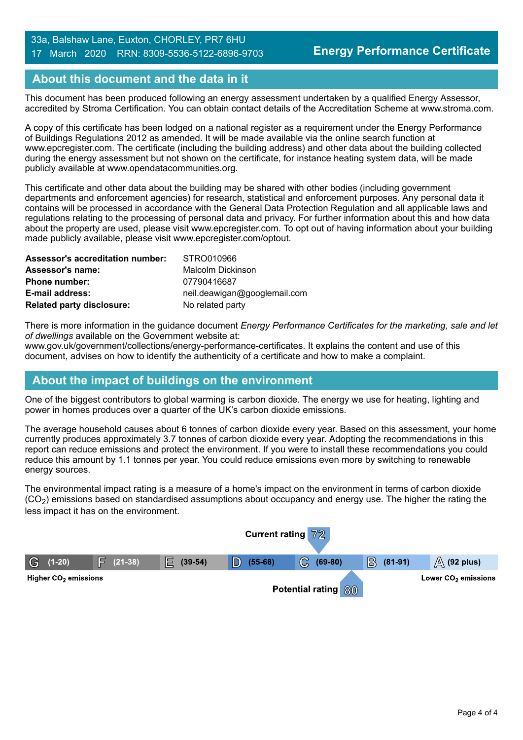33a, Balshaw Lane, Euxton, CHORLEY, PR7 6HU
17 March 2020 RRN: 8309-5536-5122-6896-9703

**Energy Performance Certificate**

## About this document and the data in it

This document has been produced following an energy assessment undertaken by a qualified Energy Assessor, accredited by Stroma Certification. You can obtain contact details of the Accreditation Scheme at www.stroma.com.

A copy of this certificate has been lodged on a national register as a requirement under the Energy Performance of Buildings Regulations 2012 as amended. It will be made available via the online search function at www.epcregister.com. The certificate (including the building address) and other data about the building collected during the energy assessment but not shown on the certificate, for instance heating system data, will be made publicly available at www.opendatacommunities.org.

This certificate and other data about the building may be shared with other bodies (including government departments and enforcement agencies) for research, statistical and enforcement purposes. Any personal data it contains will be processed in accordance with the General Data Protection Regulation and all applicable laws and regulations relating to the processing of personal data and privacy. For further information about this and how data about the property are used, please visit www.epcregister.com. To opt out of having information about your building made publicly available, please visit www.epcregister.com/optout.

| | |
|---|---|
| **Assessor's accreditation number:** | STRO010966 |
| **Assessor's name:** | Malcolm Dickinson |
| **Phone number:** | 07790416687 |
| **E-mail address:** | neil.deawigan@googlemail.com |
| **Related party disclosure:** | No related party |

There is more information in the guidance document *Energy Performance Certificates for the marketing, sale and let of dwellings* available on the Government website at: www.gov.uk/government/collections/energy-performance-certificates. It explains the content and use of this document, advises on how to identify the authenticity of a certificate and how to make a complaint.

## About the impact of buildings on the environment

One of the biggest contributors to global warming is carbon dioxide. The energy we use for heating, lighting and power in homes produces over a quarter of the UK's carbon dioxide emissions.

The average household causes about 6 tonnes of carbon dioxide every year. Based on this assessment, your home currently produces approximately 3.7 tonnes of carbon dioxide every year. Adopting the recommendations in this report can reduce emissions and protect the environment. If you were to install these recommendations you could reduce this amount by 1.1 tonnes per year. You could reduce emissions even more by switching to renewable energy sources.

The environmental impact rating is a measure of a home's impact on the environment in terms of carbon dioxide ($CO_2$) emissions based on standardised assumptions about occupancy and energy use. The higher the rating the less impact it has on the environment.

Current rating 72

G (1-20) F (21-38) E (39-54) D (55-68) C (69-80) B (81-91) A (92 plus)

Higher $CO_2$ emissions

Lower $CO_2$ emissions

Potential rating 80